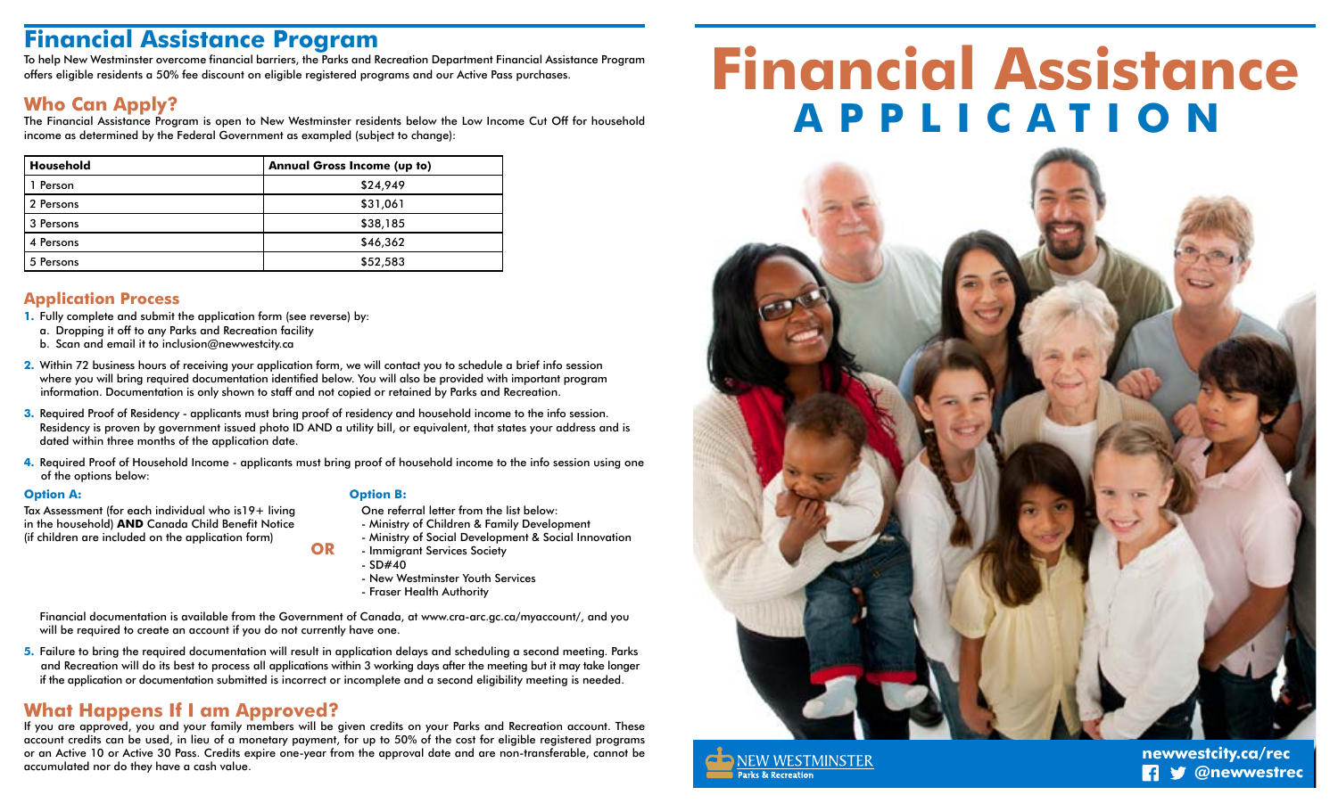# Financial Assistance Program

To help New Westminster overcome financial barriers, the Parks and Recreation Department Financial Assistance Program offers eligible residents a 50% fee discount on eligible registered programs and our Active Pass purchases.

## Who Can Apply?

The Financial Assistance Program is open to New Westminster residents below the Low Income Cut Off for household income as determined by the Federal Government as exampled (subject to change):

| Household | Annual Gross Income (up to) |
|---|---|
| 1 Person | $24,949 |
| 2 Persons | $31,061 |
| 3 Persons | $38,185 |
| 4 Persons | $46,362 |
| 5 Persons | $52,583 |

## Application Process

1. Fully complete and submit the application form (see reverse) by:
   a. Dropping it off to any Parks and Recreation facility
   b. Scan and email it to inclusion@newwestcity.ca
2. Within 72 business hours of receiving your application form, we will contact you to schedule a brief info session where you will bring required documentation identified below. You will also be provided with important program information. Documentation is only shown to staff and not copied or retained by Parks and Recreation.
3. Required Proof of Residency - applicants must bring proof of residency and household income to the info session. Residency is proven by government issued photo ID AND a utility bill, or equivalent, that states your address and is dated within three months of the application date.
4. Required Proof of Household Income - applicants must bring proof of household income to the info session using one of the options below:

**Option A:**

Tax Assessment (for each individual who is19+ living in the household) **AND** Canada Child Benefit Notice (if children are included on the application form)

**OR**

**Option B:**

One referral letter from the list below:
- Ministry of Children & Family Development
- Ministry of Social Development & Social Innovation
- Immigrant Services Society
- SD#40
- New Westminster Youth Services
- Fraser Health Authority

Financial documentation is available from the Government of Canada, at www.cra-arc.gc.ca/myaccount/, and you will be required to create an account if you do not currently have one.

5. Failure to bring the required documentation will result in application delays and scheduling a second meeting. Parks and Recreation will do its best to process all applications within 3 working days after the meeting but it may take longer if the application or documentation submitted is incorrect or incomplete and a second eligibility meeting is needed.

## What Happens If I am Approved?

If you are approved, you and your family members will be given credits on your Parks and Recreation account. These account credits can be used, in lieu of a monetary payment, for up to 50% of the cost for eligible registered programs or an Active 10 or Active 30 Pass. Credits expire one-year from the approval date and are non-transferable, cannot be accumulated nor do they have a cash value.

# Financial Assistance APPLICATION

NEW WESTMINSTER Parks & Recreation

newwestcity.ca/rec

@newwestrec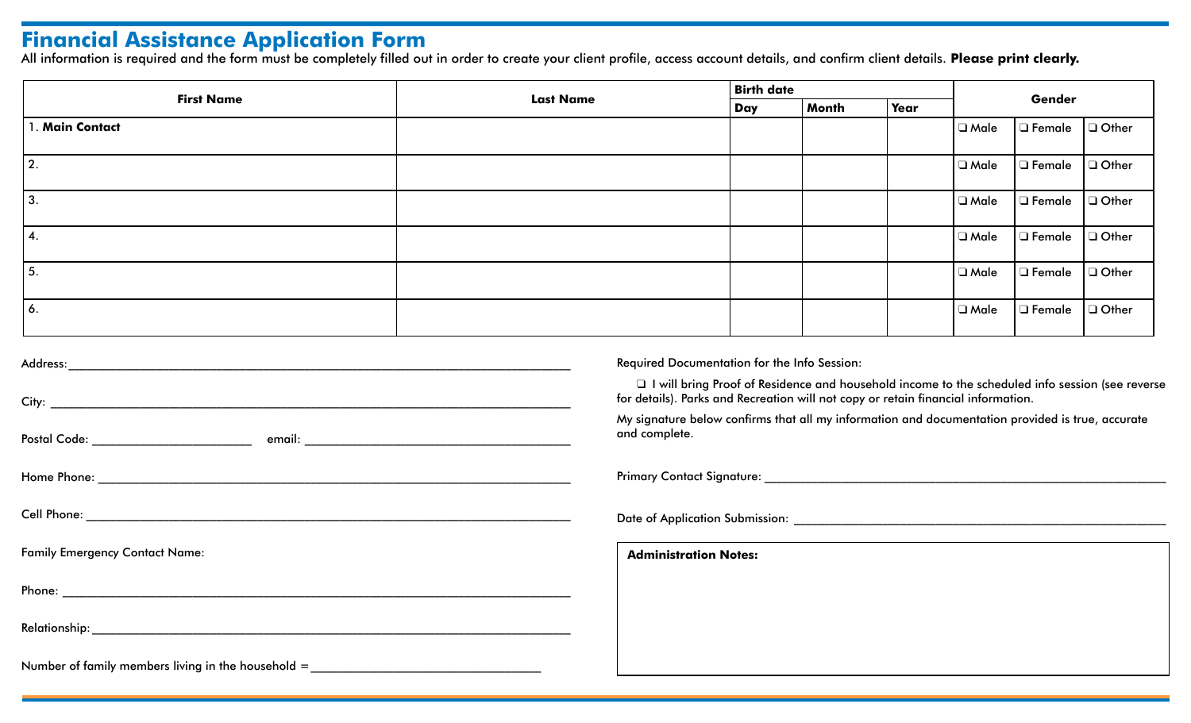# Financial Assistance Application Form

All information is required and the form must be completely filled out in order to create your client profile, access account details, and confirm client details. **Please print clearly.**

| First Name | Last Name | Birth date | | | Gender | | |
|---|---|---|---|---|---|---|---|
| | | Day | Month | Year | | | |
| 1. **Main Contact** | | | | | ❑ Male | ❑ Female | ❑ Other |
| 2. | | | | | ❑ Male | ❑ Female | ❑ Other |
| 3. | | | | | ❑ Male | ❑ Female | ❑ Other |
| 4. | | | | | ❑ Male | ❑ Female | ❑ Other |
| 5. | | | | | ❑ Male | ❑ Female | ❑ Other |
| 6. | | | | | ❑ Male | ❑ Female | ❑ Other |

Address: ___________________________________________

City: ___________________________________________

Postal Code: ____________________ email: ____________________

Home Phone: ___________________________________________

Cell Phone: ___________________________________________

Family Emergency Contact Name:

Phone: ___________________________________________

Relationship: ___________________________________________

Number of family members living in the household = ____________________

Required Documentation for the Info Session:

❑ I will bring Proof of Residence and household income to the scheduled info session (see reverse for details). Parks and Recreation will not copy or retain financial information.

My signature below confirms that all my information and documentation provided is true, accurate and complete.

Primary Contact Signature: ___________________________________________

Date of Application Submission: ___________________________________________

**Administration Notes:**